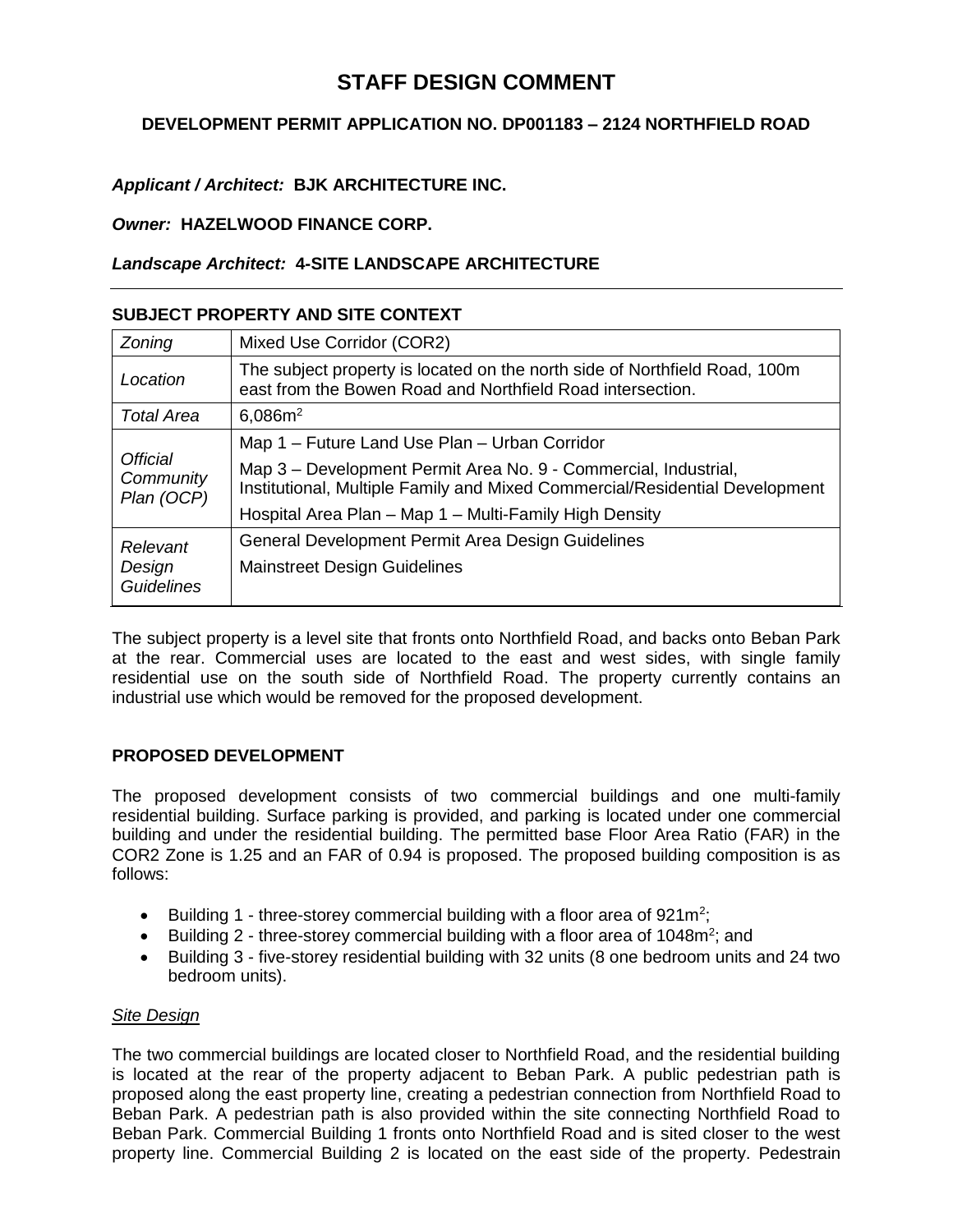# STAFF DESIGN COMMENT

## DEVELOPMENT PERMIT APPLICATION NO. DP001183 – 2124 NORTHFIELD ROAD

***Applicant / Architect:*** **BJK ARCHITECTURE INC.**

***Owner:*** **HAZELWOOD FINANCE CORP.**

***Landscape Architect:*** **4-SITE LANDSCAPE ARCHITECTURE**

---

### SUBJECT PROPERTY AND SITE CONTEXT

| | |
|---|---|
| *Zoning* | Mixed Use Corridor (COR2) |
| *Location* | The subject property is located on the north side of Northfield Road, 100m east from the Bowen Road and Northfield Road intersection. |
| *Total Area* | 6,086m$^2$ |
| *Official Community Plan (OCP)* | Map 1 – Future Land Use Plan – Urban Corridor<br>Map 3 – Development Permit Area No. 9 - Commercial, Industrial, Institutional, Multiple Family and Mixed Commercial/Residential Development<br>Hospital Area Plan – Map 1 – Multi-Family High Density |
| *Relevant Design Guidelines* | General Development Permit Area Design Guidelines<br>Mainstreet Design Guidelines |

The subject property is a level site that fronts onto Northfield Road, and backs onto Beban Park at the rear. Commercial uses are located to the east and west sides, with single family residential use on the south side of Northfield Road. The property currently contains an industrial use which would be removed for the proposed development.

### PROPOSED DEVELOPMENT

The proposed development consists of two commercial buildings and one multi-family residential building. Surface parking is provided, and parking is located under one commercial building and under the residential building. The permitted base Floor Area Ratio (FAR) in the COR2 Zone is 1.25 and an FAR of 0.94 is proposed. The proposed building composition is as follows:

- Building 1 - three-storey commercial building with a floor area of 921m$^2$;
- Building 2 - three-storey commercial building with a floor area of 1048m$^2$; and
- Building 3 - five-storey residential building with 32 units (8 one bedroom units and 24 two bedroom units).

#### *Site Design*

The two commercial buildings are located closer to Northfield Road, and the residential building is located at the rear of the property adjacent to Beban Park. A public pedestrian path is proposed along the east property line, creating a pedestrian connection from Northfield Road to Beban Park. A pedestrian path is also provided within the site connecting Northfield Road to Beban Park. Commercial Building 1 fronts onto Northfield Road and is sited closer to the west property line. Commercial Building 2 is located on the east side of the property. Pedestrain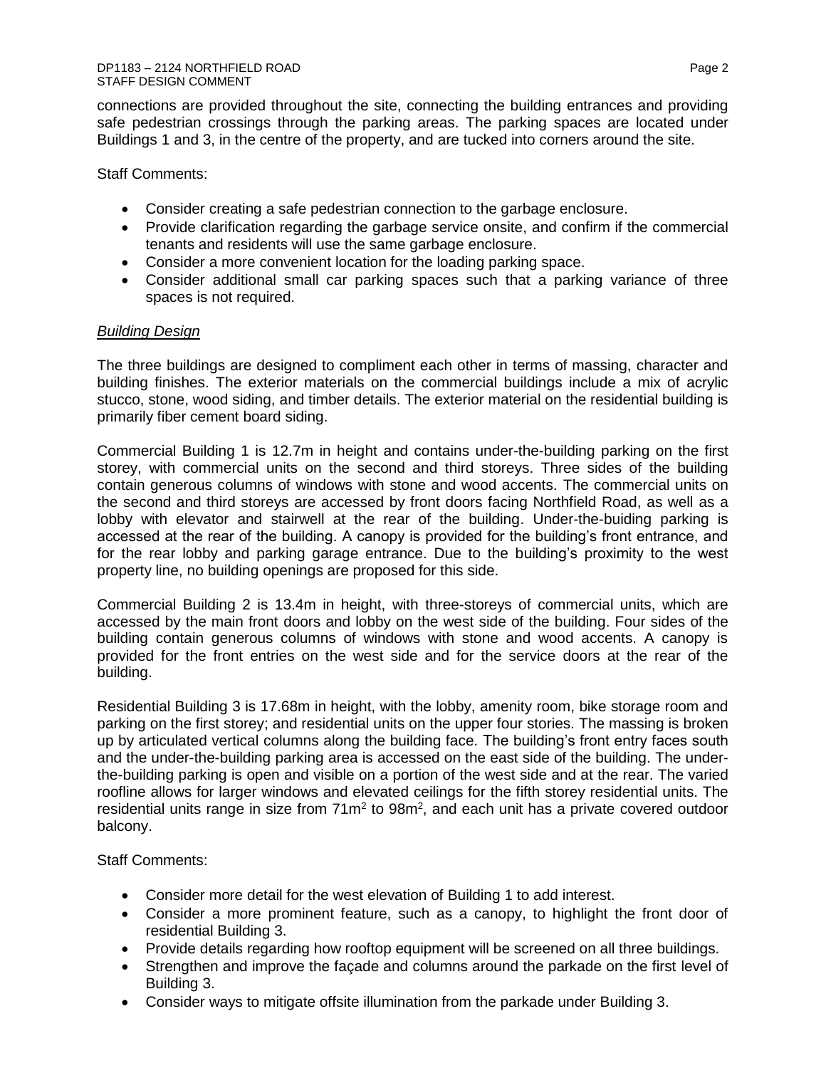connections are provided throughout the site, connecting the building entrances and providing safe pedestrian crossings through the parking areas. The parking spaces are located under Buildings 1 and 3, in the centre of the property, and are tucked into corners around the site.

Staff Comments:

- Consider creating a safe pedestrian connection to the garbage enclosure.
- Provide clarification regarding the garbage service onsite, and confirm if the commercial tenants and residents will use the same garbage enclosure.
- Consider a more convenient location for the loading parking space.
- Consider additional small car parking spaces such that a parking variance of three spaces is not required.

*Building Design*

The three buildings are designed to compliment each other in terms of massing, character and building finishes. The exterior materials on the commercial buildings include a mix of acrylic stucco, stone, wood siding, and timber details. The exterior material on the residential building is primarily fiber cement board siding.

Commercial Building 1 is 12.7m in height and contains under-the-building parking on the first storey, with commercial units on the second and third storeys. Three sides of the building contain generous columns of windows with stone and wood accents. The commercial units on the second and third storeys are accessed by front doors facing Northfield Road, as well as a lobby with elevator and stairwell at the rear of the building. Under-the-buiding parking is accessed at the rear of the building. A canopy is provided for the building's front entrance, and for the rear lobby and parking garage entrance. Due to the building's proximity to the west property line, no building openings are proposed for this side.

Commercial Building 2 is 13.4m in height, with three-storeys of commercial units, which are accessed by the main front doors and lobby on the west side of the building. Four sides of the building contain generous columns of windows with stone and wood accents. A canopy is provided for the front entries on the west side and for the service doors at the rear of the building.

Residential Building 3 is 17.68m in height, with the lobby, amenity room, bike storage room and parking on the first storey; and residential units on the upper four stories. The massing is broken up by articulated vertical columns along the building face. The building's front entry faces south and the under-the-building parking area is accessed on the east side of the building. The under-the-building parking is open and visible on a portion of the west side and at the rear. The varied roofline allows for larger windows and elevated ceilings for the fifth storey residential units. The residential units range in size from $71m^2$ to $98m^2$, and each unit has a private covered outdoor balcony.

Staff Comments:

- Consider more detail for the west elevation of Building 1 to add interest.
- Consider a more prominent feature, such as a canopy, to highlight the front door of residential Building 3.
- Provide details regarding how rooftop equipment will be screened on all three buildings.
- Strengthen and improve the façade and columns around the parkade on the first level of Building 3.
- Consider ways to mitigate offsite illumination from the parkade under Building 3.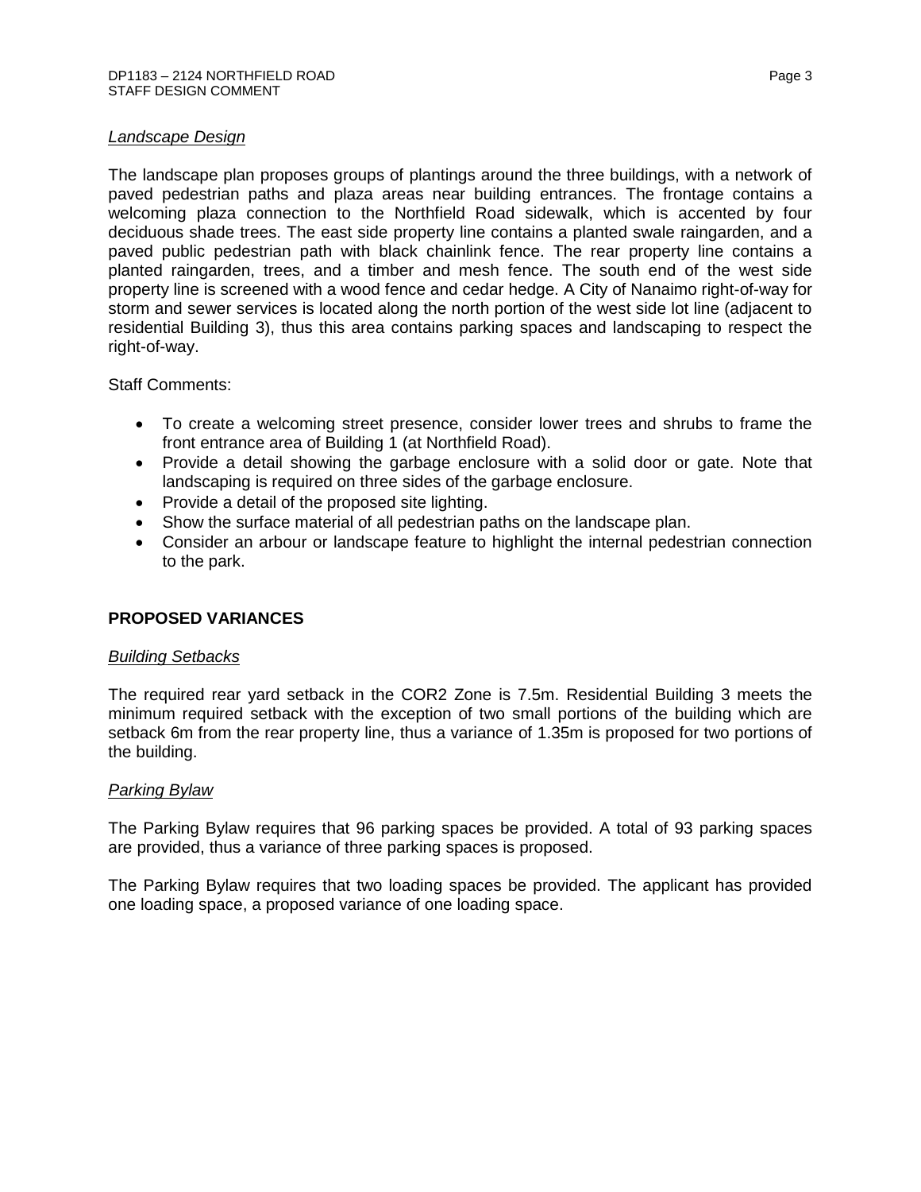*Landscape Design*

The landscape plan proposes groups of plantings around the three buildings, with a network of paved pedestrian paths and plaza areas near building entrances. The frontage contains a welcoming plaza connection to the Northfield Road sidewalk, which is accented by four deciduous shade trees. The east side property line contains a planted swale raingarden, and a paved public pedestrian path with black chainlink fence. The rear property line contains a planted raingarden, trees, and a timber and mesh fence. The south end of the west side property line is screened with a wood fence and cedar hedge. A City of Nanaimo right-of-way for storm and sewer services is located along the north portion of the west side lot line (adjacent to residential Building 3), thus this area contains parking spaces and landscaping to respect the right-of-way.

Staff Comments:

- To create a welcoming street presence, consider lower trees and shrubs to frame the front entrance area of Building 1 (at Northfield Road).
- Provide a detail showing the garbage enclosure with a solid door or gate. Note that landscaping is required on three sides of the garbage enclosure.
- Provide a detail of the proposed site lighting.
- Show the surface material of all pedestrian paths on the landscape plan.
- Consider an arbour or landscape feature to highlight the internal pedestrian connection to the park.

## PROPOSED VARIANCES

*Building Setbacks*

The required rear yard setback in the COR2 Zone is 7.5m. Residential Building 3 meets the minimum required setback with the exception of two small portions of the building which are setback 6m from the rear property line, thus a variance of 1.35m is proposed for two portions of the building.

*Parking Bylaw*

The Parking Bylaw requires that 96 parking spaces be provided. A total of 93 parking spaces are provided, thus a variance of three parking spaces is proposed.

The Parking Bylaw requires that two loading spaces be provided. The applicant has provided one loading space, a proposed variance of one loading space.